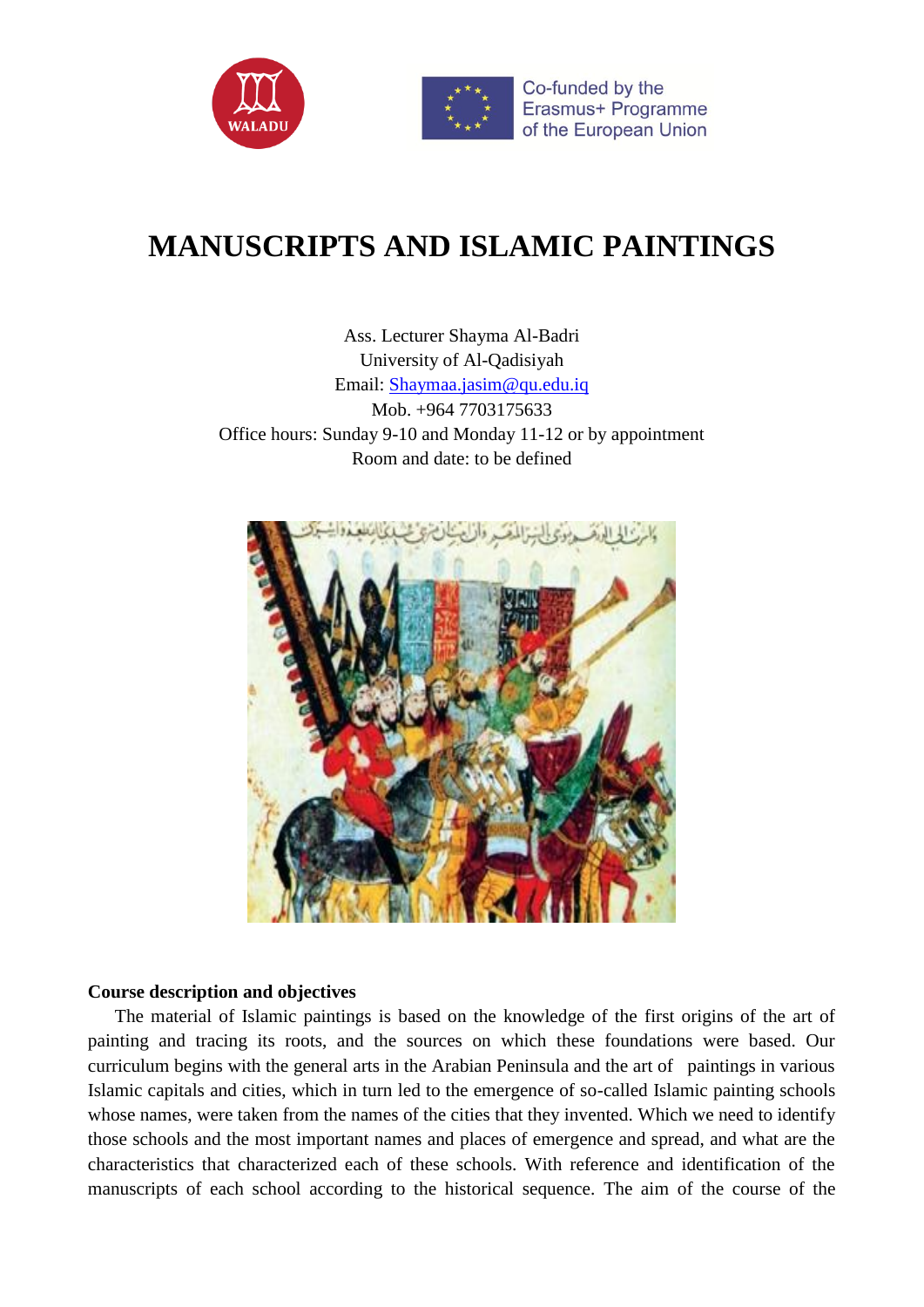# MANUSCRIPTS AND ISLAMIC PAINTINGS

Ass. Lecturer Shayma Al-Badri
University of Al-Qadisiyah
Email: Shaymaa.jasim@qu.edu.iq
Mob. +964 7703175633
Office hours: Sunday 9-10 and Monday 11-12 or by appointment
Room and date: to be defined

**Course description and objectives**

The material of Islamic paintings is based on the knowledge of the first origins of the art of painting and tracing its roots, and the sources on which these foundations were based. Our curriculum begins with the general arts in the Arabian Peninsula and the art of paintings in various Islamic capitals and cities, which in turn led to the emergence of so-called Islamic painting schools whose names, were taken from the names of the cities that they invented. Which we need to identify those schools and the most important names and places of emergence and spread, and what are the characteristics that characterized each of these schools. With reference and identification of the manuscripts of each school according to the historical sequence. The aim of the course of the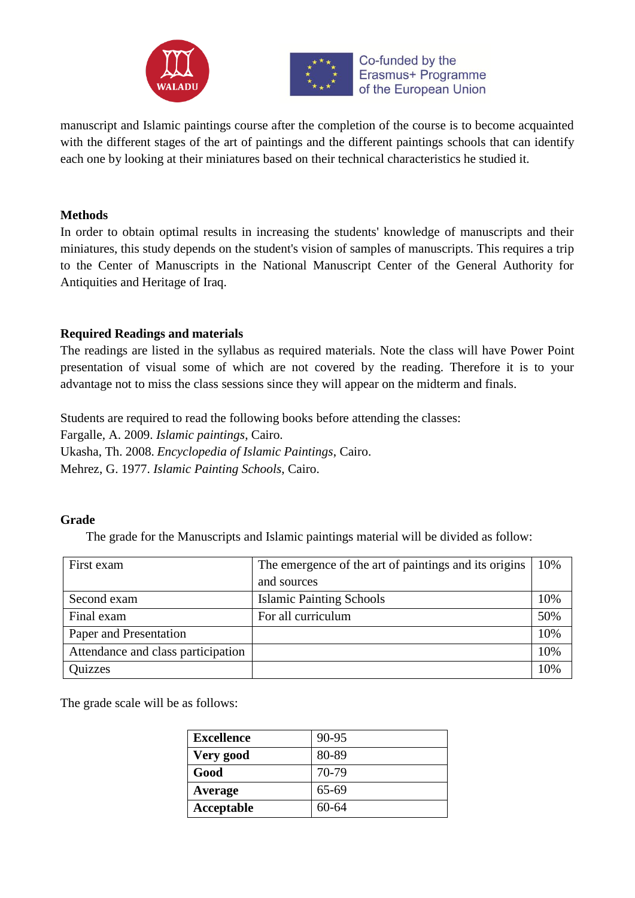manuscript and Islamic paintings course after the completion of the course is to become acquainted with the different stages of the art of paintings and the different paintings schools that can identify each one by looking at their miniatures based on their technical characteristics he studied it.

**Methods**

In order to obtain optimal results in increasing the students' knowledge of manuscripts and their miniatures, this study depends on the student's vision of samples of manuscripts. This requires a trip to the Center of Manuscripts in the National Manuscript Center of the General Authority for Antiquities and Heritage of Iraq.

**Required Readings and materials**

The readings are listed in the syllabus as required materials. Note the class will have Power Point presentation of visual some of which are not covered by the reading. Therefore it is to your advantage not to miss the class sessions since they will appear on the midterm and finals.

Students are required to read the following books before attending the classes:
Fargalle, A. 2009. *Islamic paintings*, Cairo.
Ukasha, Th. 2008. *Encyclopedia of Islamic Paintings*, Cairo.
Mehrez, G. 1977. *Islamic Painting Schools*, Cairo.

**Grade**

The grade for the Manuscripts and Islamic paintings material will be divided as follow:

| | | |
|---|---|---|
| First exam | The emergence of the art of paintings and its origins and sources | 10% |
| Second exam | Islamic Painting Schools | 10% |
| Final exam | For all curriculum | 50% |
| Paper and Presentation | | 10% |
| Attendance and class participation | | 10% |
| Quizzes | | 10% |

The grade scale will be as follows:

| | |
|---|---|
| **Excellence** | 90-95 |
| **Very good** | 80-89 |
| **Good** | 70-79 |
| **Average** | 65-69 |
| **Acceptable** | 60-64 |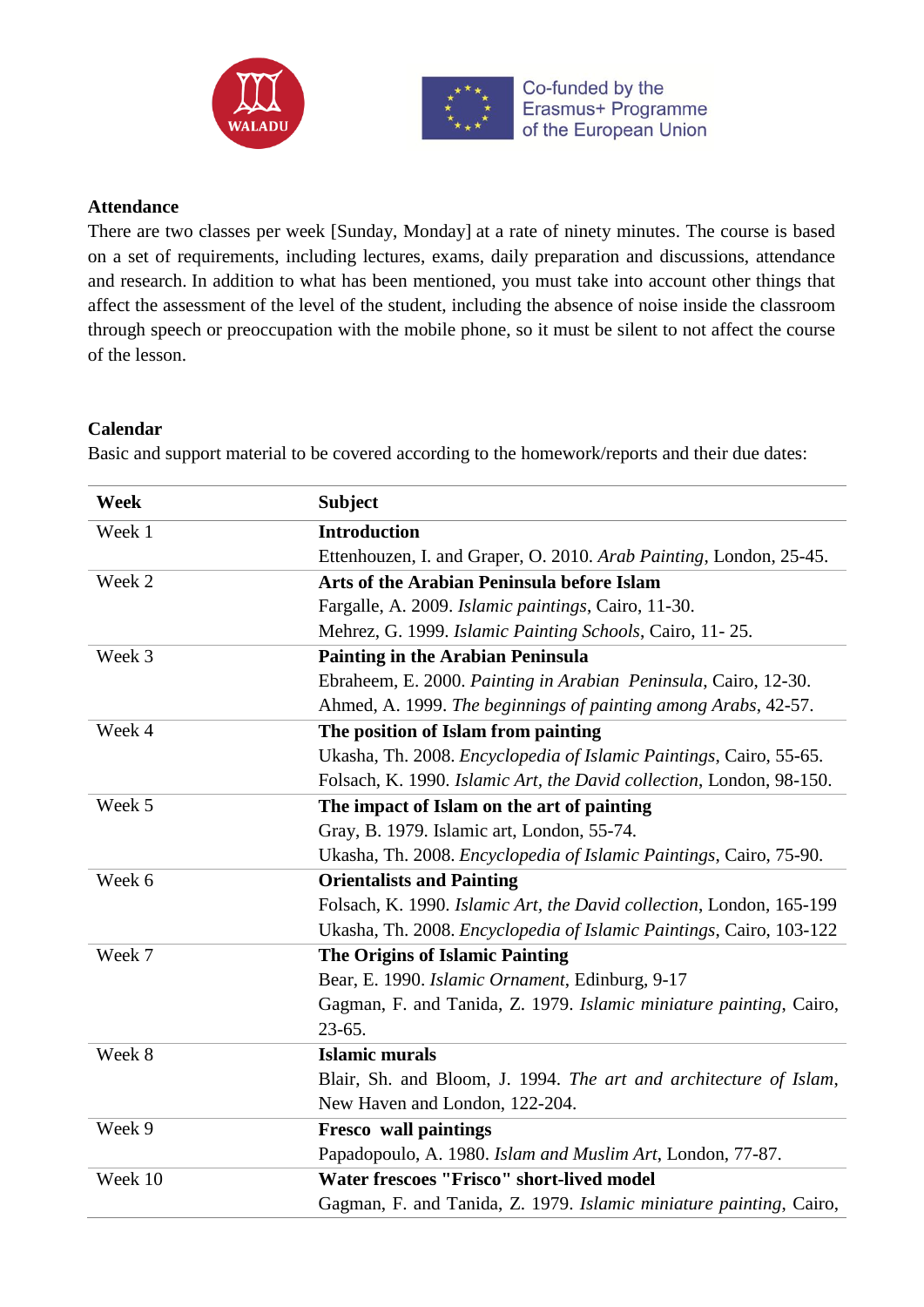**Attendance**

There are two classes per week [Sunday, Monday] at a rate of ninety minutes. The course is based on a set of requirements, including lectures, exams, daily preparation and discussions, attendance and research. In addition to what has been mentioned, you must take into account other things that affect the assessment of the level of the student, including the absence of noise inside the classroom through speech or preoccupation with the mobile phone, so it must be silent to not affect the course of the lesson.

**Calendar**

Basic and support material to be covered according to the homework/reports and their due dates:

| Week | Subject |
|---|---|
| Week 1 | **Introduction**<br>Ettenhouzen, I. and Graper, O. 2010. *Arab Painting*, London, 25-45. |
| Week 2 | **Arts of the Arabian Peninsula before Islam**<br>Fargalle, A. 2009. *Islamic paintings*, Cairo, 11-30.<br>Mehrez, G. 1999. *Islamic Painting Schools*, Cairo, 11- 25. |
| Week 3 | **Painting in the Arabian Peninsula**<br>Ebraheem, E. 2000. *Painting in Arabian Peninsula*, Cairo, 12-30.<br>Ahmed, A. 1999. *The beginnings of painting among Arabs*, 42-57. |
| Week 4 | **The position of Islam from painting**<br>Ukasha, Th. 2008. *Encyclopedia of Islamic Paintings*, Cairo, 55-65.<br>Folsach, K. 1990. *Islamic Art, the David collection*, London, 98-150. |
| Week 5 | **The impact of Islam on the art of painting**<br>Gray, B. 1979. Islamic art, London, 55-74.<br>Ukasha, Th. 2008. *Encyclopedia of Islamic Paintings*, Cairo, 75-90. |
| Week 6 | **Orientalists and Painting**<br>Folsach, K. 1990. *Islamic Art, the David collection*, London, 165-199<br>Ukasha, Th. 2008. *Encyclopedia of Islamic Paintings*, Cairo, 103-122 |
| Week 7 | **The Origins of Islamic Painting**<br>Bear, E. 1990. *Islamic Ornament*, Edinburg, 9-17<br>Gagman, F. and Tanida, Z. 1979. *Islamic miniature painting*, Cairo, 23-65. |
| Week 8 | **Islamic murals**<br>Blair, Sh. and Bloom, J. 1994. *The art and architecture of Islam*, New Haven and London, 122-204. |
| Week 9 | **Fresco wall paintings**<br>Papadopoulo, A. 1980. *Islam and Muslim Art*, London, 77-87. |
| Week 10 | **Water frescoes "Frisco" short-lived model**<br>Gagman, F. and Tanida, Z. 1979. *Islamic miniature painting*, Cairo, |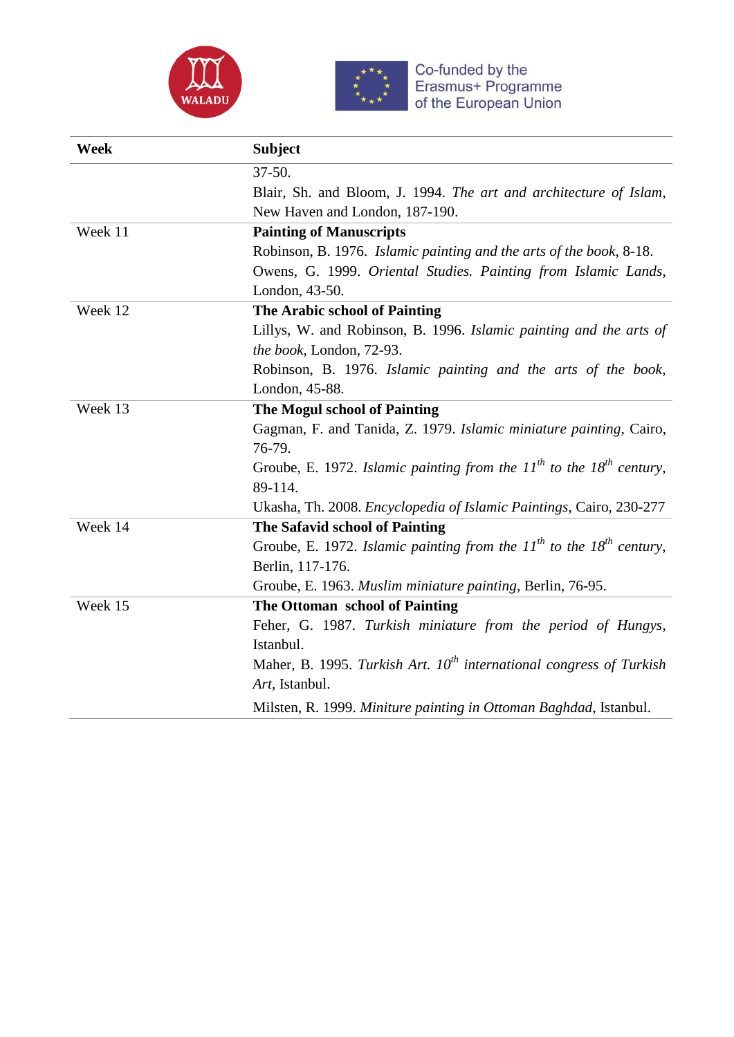| Week | Subject |
|---|---|
| | 37-50.<br>Blair, Sh. and Bloom, J. 1994. *The art and architecture of Islam*, New Haven and London, 187-190. |
| Week 11 | **Painting of Manuscripts**<br>Robinson, B. 1976. *Islamic painting and the arts of the book*, 8-18.<br>Owens, G. 1999. *Oriental Studies. Painting from Islamic Lands*, London, 43-50. |
| Week 12 | **The Arabic school of Painting**<br>Lillys, W. and Robinson, B. 1996. *Islamic painting and the arts of the book*, London, 72-93.<br>Robinson, B. 1976. *Islamic painting and the arts of the book*, London, 45-88. |
| Week 13 | **The Mogul school of Painting**<br>Gagman, F. and Tanida, Z. 1979. *Islamic miniature painting*, Cairo, 76-79.<br>Groube, E. 1972. *Islamic painting from the 11th to the 18th century*, 89-114.<br>Ukasha, Th. 2008. *Encyclopedia of Islamic Paintings*, Cairo, 230-277 |
| Week 14 | **The Safavid school of Painting**<br>Groube, E. 1972. *Islamic painting from the 11th to the 18th century*, Berlin, 117-176.<br>Groube, E. 1963. *Muslim miniature painting*, Berlin, 76-95. |
| Week 15 | **The Ottoman school of Painting**<br>Feher, G. 1987. *Turkish miniature from the period of Hungys*, Istanbul.<br>Maher, B. 1995. *Turkish Art. 10th international congress of Turkish Art*, Istanbul.<br>Milsten, R. 1999. *Miniture painting in Ottoman Baghdad*, Istanbul. |